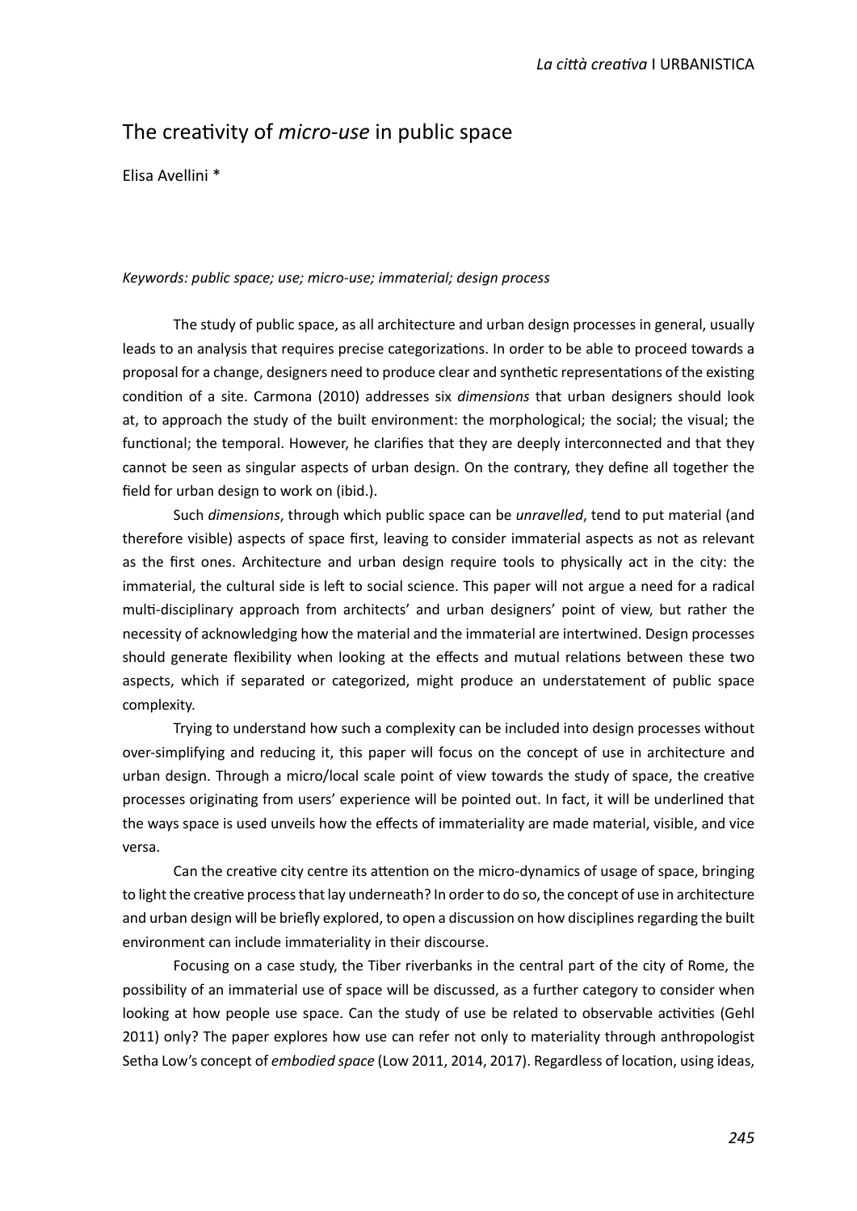# The creativity of *micro-use* in public space

Elisa Avellini *

*Keywords: public space; use; micro-use; immaterial; design process*

The study of public space, as all architecture and urban design processes in general, usually leads to an analysis that requires precise categorizations. In order to be able to proceed towards a proposal for a change, designers need to produce clear and synthetic representations of the existing condition of a site. Carmona (2010) addresses six *dimensions* that urban designers should look at, to approach the study of the built environment: the morphological; the social; the visual; the functional; the temporal. However, he clarifies that they are deeply interconnected and that they cannot be seen as singular aspects of urban design. On the contrary, they define all together the field for urban design to work on (ibid.).

Such *dimensions*, through which public space can be *unravelled*, tend to put material (and therefore visible) aspects of space first, leaving to consider immaterial aspects as not as relevant as the first ones. Architecture and urban design require tools to physically act in the city: the immaterial, the cultural side is left to social science. This paper will not argue a need for a radical multi-disciplinary approach from architects' and urban designers' point of view, but rather the necessity of acknowledging how the material and the immaterial are intertwined. Design processes should generate flexibility when looking at the effects and mutual relations between these two aspects, which if separated or categorized, might produce an understatement of public space complexity.

Trying to understand how such a complexity can be included into design processes without over-simplifying and reducing it, this paper will focus on the concept of use in architecture and urban design. Through a micro/local scale point of view towards the study of space, the creative processes originating from users' experience will be pointed out. In fact, it will be underlined that the ways space is used unveils how the effects of immateriality are made material, visible, and vice versa.

Can the creative city centre its attention on the micro-dynamics of usage of space, bringing to light the creative process that lay underneath? In order to do so, the concept of use in architecture and urban design will be briefly explored, to open a discussion on how disciplines regarding the built environment can include immateriality in their discourse.

Focusing on a case study, the Tiber riverbanks in the central part of the city of Rome, the possibility of an immaterial use of space will be discussed, as a further category to consider when looking at how people use space. Can the study of use be related to observable activities (Gehl 2011) only? The paper explores how use can refer not only to materiality through anthropologist Setha Low's concept of *embodied space* (Low 2011, 2014, 2017). Regardless of location, using ideas,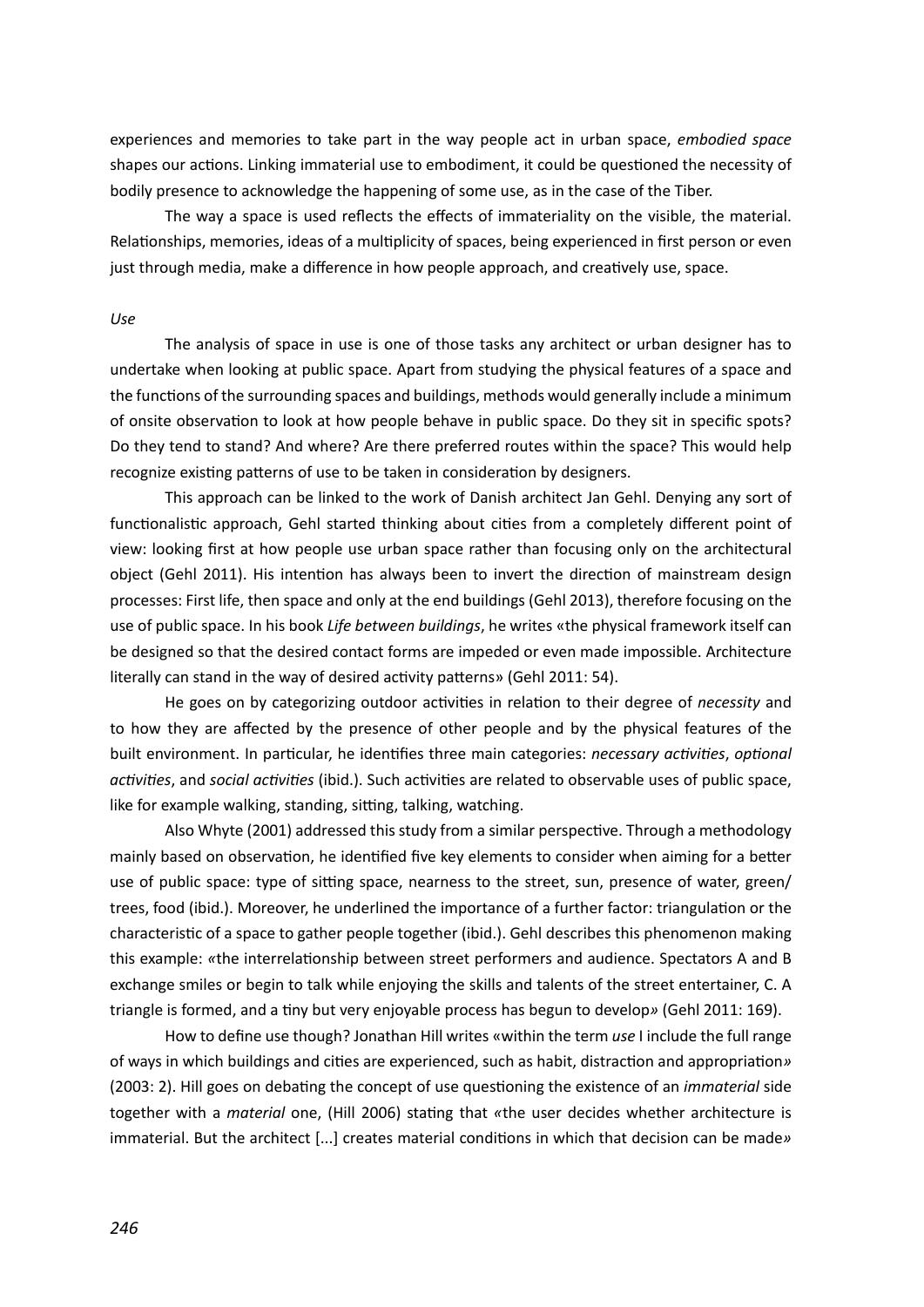experiences and memories to take part in the way people act in urban space, *embodied space* shapes our actions. Linking immaterial use to embodiment, it could be questioned the necessity of bodily presence to acknowledge the happening of some use, as in the case of the Tiber.

The way a space is used reflects the effects of immateriality on the visible, the material. Relationships, memories, ideas of a multiplicity of spaces, being experienced in first person or even just through media, make a difference in how people approach, and creatively use, space.

*Use*

The analysis of space in use is one of those tasks any architect or urban designer has to undertake when looking at public space. Apart from studying the physical features of a space and the functions of the surrounding spaces and buildings, methods would generally include a minimum of onsite observation to look at how people behave in public space. Do they sit in specific spots? Do they tend to stand? And where? Are there preferred routes within the space? This would help recognize existing patterns of use to be taken in consideration by designers.

This approach can be linked to the work of Danish architect Jan Gehl. Denying any sort of functionalistic approach, Gehl started thinking about cities from a completely different point of view: looking first at how people use urban space rather than focusing only on the architectural object (Gehl 2011). His intention has always been to invert the direction of mainstream design processes: First life, then space and only at the end buildings (Gehl 2013), therefore focusing on the use of public space. In his book *Life between buildings*, he writes «the physical framework itself can be designed so that the desired contact forms are impeded or even made impossible. Architecture literally can stand in the way of desired activity patterns» (Gehl 2011: 54).

He goes on by categorizing outdoor activities in relation to their degree of *necessity* and to how they are affected by the presence of other people and by the physical features of the built environment. In particular, he identifies three main categories: *necessary activities*, *optional activities*, and *social activities* (ibid.). Such activities are related to observable uses of public space, like for example walking, standing, sitting, talking, watching.

Also Whyte (2001) addressed this study from a similar perspective. Through a methodology mainly based on observation, he identified five key elements to consider when aiming for a better use of public space: type of sitting space, nearness to the street, sun, presence of water, green/ trees, food (ibid.). Moreover, he underlined the importance of a further factor: triangulation or the characteristic of a space to gather people together (ibid.). Gehl describes this phenomenon making this example: «the interrelationship between street performers and audience. Spectators A and B exchange smiles or begin to talk while enjoying the skills and talents of the street entertainer, C. A triangle is formed, and a tiny but very enjoyable process has begun to develop» (Gehl 2011: 169).

How to define use though? Jonathan Hill writes «within the term *use* I include the full range of ways in which buildings and cities are experienced, such as habit, distraction and appropriation» (2003: 2). Hill goes on debating the concept of use questioning the existence of an *immaterial* side together with a *material* one, (Hill 2006) stating that «the user decides whether architecture is immaterial. But the architect [...] creates material conditions in which that decision can be made»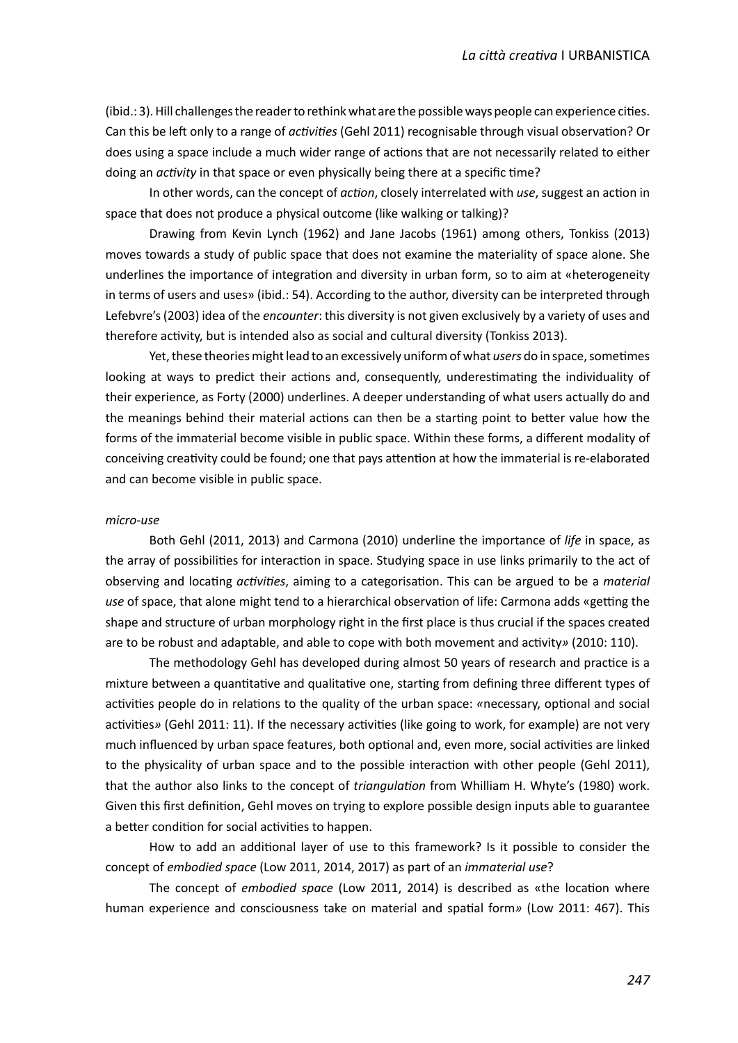(ibid.: 3). Hill challenges the reader to rethink what are the possible ways people can experience cities. Can this be left only to a range of *activities* (Gehl 2011) recognisable through visual observation? Or does using a space include a much wider range of actions that are not necessarily related to either doing an *activity* in that space or even physically being there at a specific time?

In other words, can the concept of *action*, closely interrelated with *use*, suggest an action in space that does not produce a physical outcome (like walking or talking)?

Drawing from Kevin Lynch (1962) and Jane Jacobs (1961) among others, Tonkiss (2013) moves towards a study of public space that does not examine the materiality of space alone. She underlines the importance of integration and diversity in urban form, so to aim at «heterogeneity in terms of users and uses» (ibid.: 54). According to the author, diversity can be interpreted through Lefebvre's (2003) idea of the *encounter*: this diversity is not given exclusively by a variety of uses and therefore activity, but is intended also as social and cultural diversity (Tonkiss 2013).

Yet, these theories might lead to an excessively uniform of what *users* do in space, sometimes looking at ways to predict their actions and, consequently, underestimating the individuality of their experience, as Forty (2000) underlines. A deeper understanding of what users actually do and the meanings behind their material actions can then be a starting point to better value how the forms of the immaterial become visible in public space. Within these forms, a different modality of conceiving creativity could be found; one that pays attention at how the immaterial is re-elaborated and can become visible in public space.

*micro-use*

Both Gehl (2011, 2013) and Carmona (2010) underline the importance of *life* in space, as the array of possibilities for interaction in space. Studying space in use links primarily to the act of observing and locating *activities*, aiming to a categorisation. This can be argued to be a *material use* of space, that alone might tend to a hierarchical observation of life: Carmona adds «getting the shape and structure of urban morphology right in the first place is thus crucial if the spaces created are to be robust and adaptable, and able to cope with both movement and activity» (2010: 110).

The methodology Gehl has developed during almost 50 years of research and practice is a mixture between a quantitative and qualitative one, starting from defining three different types of activities people do in relations to the quality of the urban space: «necessary, optional and social activities» (Gehl 2011: 11). If the necessary activities (like going to work, for example) are not very much influenced by urban space features, both optional and, even more, social activities are linked to the physicality of urban space and to the possible interaction with other people (Gehl 2011), that the author also links to the concept of *triangulation* from Whilliam H. Whyte's (1980) work. Given this first definition, Gehl moves on trying to explore possible design inputs able to guarantee a better condition for social activities to happen.

How to add an additional layer of use to this framework? Is it possible to consider the concept of *embodied space* (Low 2011, 2014, 2017) as part of an *immaterial use*?

The concept of *embodied space* (Low 2011, 2014) is described as «the location where human experience and consciousness take on material and spatial form» (Low 2011: 467). This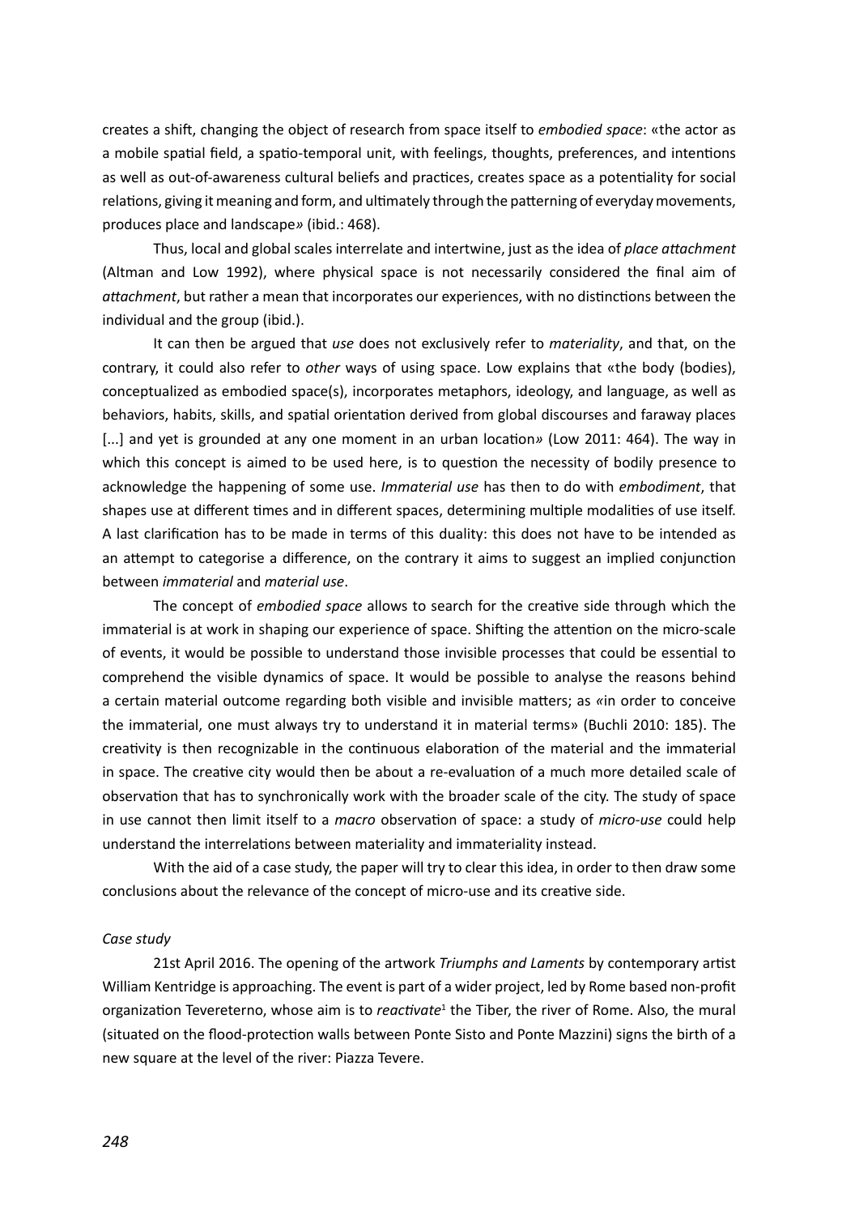creates a shift, changing the object of research from space itself to *embodied space*: «the actor as a mobile spatial field, a spatio-temporal unit, with feelings, thoughts, preferences, and intentions as well as out-of-awareness cultural beliefs and practices, creates space as a potentiality for social relations, giving it meaning and form, and ultimately through the patterning of everyday movements, produces place and landscape» (ibid.: 468).

Thus, local and global scales interrelate and intertwine, just as the idea of *place attachment* (Altman and Low 1992), where physical space is not necessarily considered the final aim of *attachment*, but rather a mean that incorporates our experiences, with no distinctions between the individual and the group (ibid.).

It can then be argued that *use* does not exclusively refer to *materiality*, and that, on the contrary, it could also refer to *other* ways of using space. Low explains that «the body (bodies), conceptualized as embodied space(s), incorporates metaphors, ideology, and language, as well as behaviors, habits, skills, and spatial orientation derived from global discourses and faraway places [...] and yet is grounded at any one moment in an urban location» (Low 2011: 464). The way in which this concept is aimed to be used here, is to question the necessity of bodily presence to acknowledge the happening of some use. *Immaterial use* has then to do with *embodiment*, that shapes use at different times and in different spaces, determining multiple modalities of use itself. A last clarification has to be made in terms of this duality: this does not have to be intended as an attempt to categorise a difference, on the contrary it aims to suggest an implied conjunction between *immaterial* and *material use*.

The concept of *embodied space* allows to search for the creative side through which the immaterial is at work in shaping our experience of space. Shifting the attention on the micro-scale of events, it would be possible to understand those invisible processes that could be essential to comprehend the visible dynamics of space. It would be possible to analyse the reasons behind a certain material outcome regarding both visible and invisible matters; as «in order to conceive the immaterial, one must always try to understand it in material terms» (Buchli 2010: 185). The creativity is then recognizable in the continuous elaboration of the material and the immaterial in space. The creative city would then be about a re-evaluation of a much more detailed scale of observation that has to synchronically work with the broader scale of the city. The study of space in use cannot then limit itself to a *macro* observation of space: a study of *micro-use* could help understand the interrelations between materiality and immateriality instead.

With the aid of a case study, the paper will try to clear this idea, in order to then draw some conclusions about the relevance of the concept of micro-use and its creative side.

*Case study*

21st April 2016. The opening of the artwork *Triumphs and Laments* by contemporary artist William Kentridge is approaching. The event is part of a wider project, led by Rome based non-profit organization Tevereterno, whose aim is to *reactivate*[1] the Tiber, the river of Rome. Also, the mural (situated on the flood-protection walls between Ponte Sisto and Ponte Mazzini) signs the birth of a new square at the level of the river: Piazza Tevere.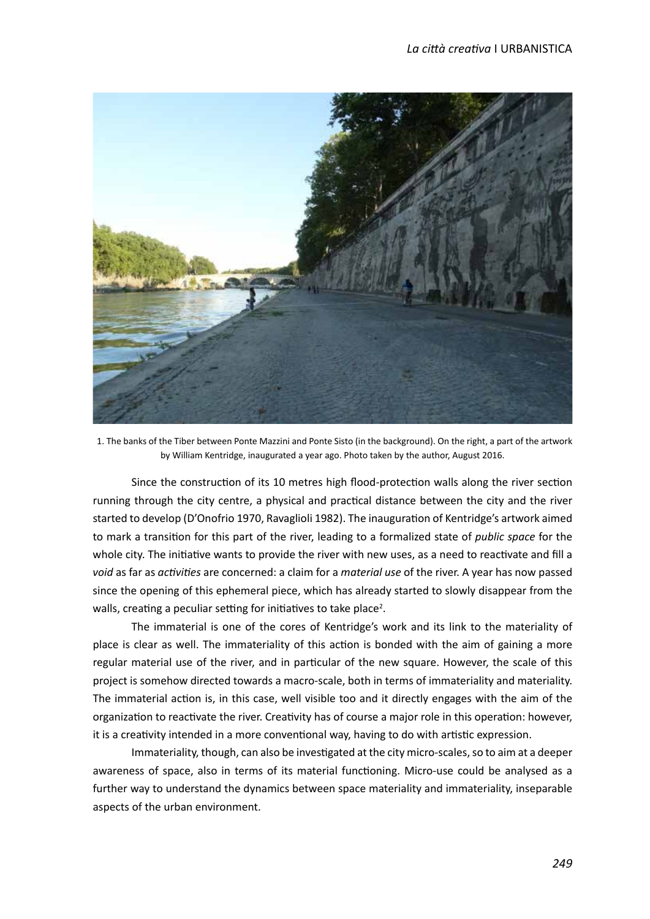1. The banks of the Tiber between Ponte Mazzini and Ponte Sisto (in the background). On the right, a part of the artwork by William Kentridge, inaugurated a year ago. Photo taken by the author, August 2016.

Since the construction of its 10 metres high flood-protection walls along the river section running through the city centre, a physical and practical distance between the city and the river started to develop (D'Onofrio 1970, Ravaglioli 1982). The inauguration of Kentridge's artwork aimed to mark a transition for this part of the river, leading to a formalized state of *public space* for the whole city. The initiative wants to provide the river with new uses, as a need to reactivate and fill a *void* as far as *activities* are concerned: a claim for a *material use* of the river. A year has now passed since the opening of this ephemeral piece, which has already started to slowly disappear from the walls, creating a peculiar setting for initiatives to take place[2].

The immaterial is one of the cores of Kentridge's work and its link to the materiality of place is clear as well. The immateriality of this action is bonded with the aim of gaining a more regular material use of the river, and in particular of the new square. However, the scale of this project is somehow directed towards a macro-scale, both in terms of immateriality and materiality. The immaterial action is, in this case, well visible too and it directly engages with the aim of the organization to reactivate the river. Creativity has of course a major role in this operation: however, it is a creativity intended in a more conventional way, having to do with artistic expression.

Immateriality, though, can also be investigated at the city micro-scales, so to aim at a deeper awareness of space, also in terms of its material functioning. Micro-use could be analysed as a further way to understand the dynamics between space materiality and immateriality, inseparable aspects of the urban environment.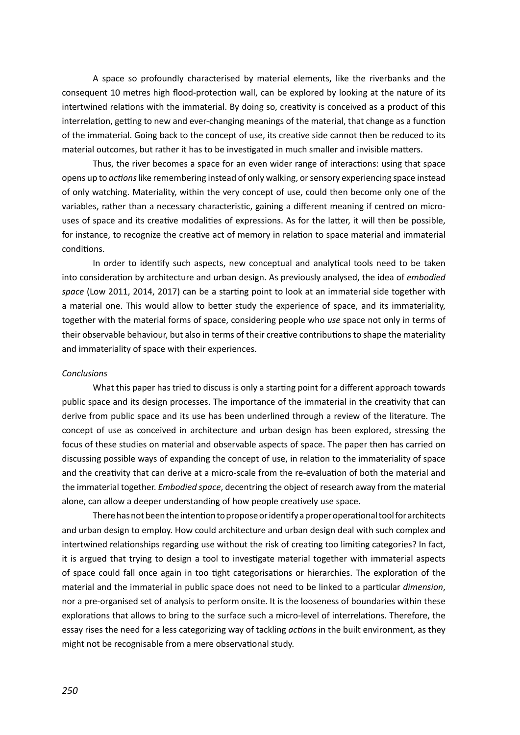A space so profoundly characterised by material elements, like the riverbanks and the consequent 10 metres high flood-protection wall, can be explored by looking at the nature of its intertwined relations with the immaterial. By doing so, creativity is conceived as a product of this interrelation, getting to new and ever-changing meanings of the material, that change as a function of the immaterial. Going back to the concept of use, its creative side cannot then be reduced to its material outcomes, but rather it has to be investigated in much smaller and invisible matters.

Thus, the river becomes a space for an even wider range of interactions: using that space opens up to *actions* like remembering instead of only walking, or sensory experiencing space instead of only watching. Materiality, within the very concept of use, could then become only one of the variables, rather than a necessary characteristic, gaining a different meaning if centred on micro-uses of space and its creative modalities of expressions. As for the latter, it will then be possible, for instance, to recognize the creative act of memory in relation to space material and immaterial conditions.

In order to identify such aspects, new conceptual and analytical tools need to be taken into consideration by architecture and urban design. As previously analysed, the idea of *embodied space* (Low 2011, 2014, 2017) can be a starting point to look at an immaterial side together with a material one. This would allow to better study the experience of space, and its immateriality, together with the material forms of space, considering people who *use* space not only in terms of their observable behaviour, but also in terms of their creative contributions to shape the materiality and immateriality of space with their experiences.

*Conclusions*

What this paper has tried to discuss is only a starting point for a different approach towards public space and its design processes. The importance of the immaterial in the creativity that can derive from public space and its use has been underlined through a review of the literature. The concept of use as conceived in architecture and urban design has been explored, stressing the focus of these studies on material and observable aspects of space. The paper then has carried on discussing possible ways of expanding the concept of use, in relation to the immateriality of space and the creativity that can derive at a micro-scale from the re-evaluation of both the material and the immaterial together. *Embodied space*, decentring the object of research away from the material alone, can allow a deeper understanding of how people creatively use space.

There has not been the intention to propose or identify a proper operational tool for architects and urban design to employ. How could architecture and urban design deal with such complex and intertwined relationships regarding use without the risk of creating too limiting categories? In fact, it is argued that trying to design a tool to investigate material together with immaterial aspects of space could fall once again in too tight categorisations or hierarchies. The exploration of the material and the immaterial in public space does not need to be linked to a particular *dimension*, nor a pre-organised set of analysis to perform onsite. It is the looseness of boundaries within these explorations that allows to bring to the surface such a micro-level of interrelations. Therefore, the essay rises the need for a less categorizing way of tackling *actions* in the built environment, as they might not be recognisable from a mere observational study.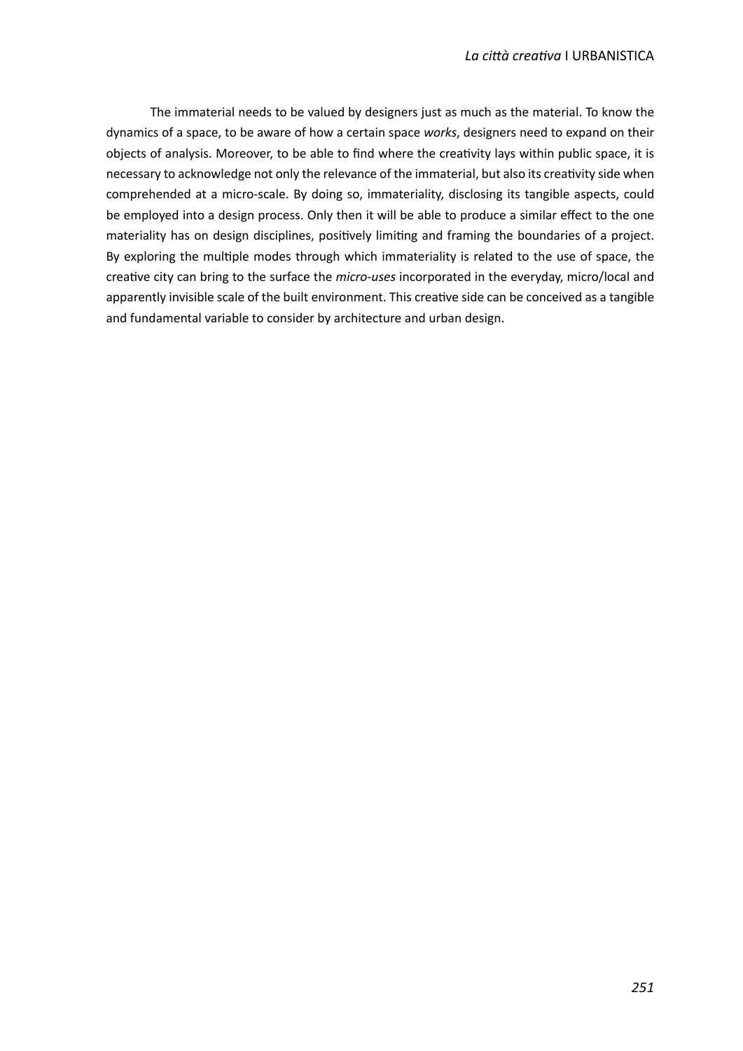The immaterial needs to be valued by designers just as much as the material. To know the dynamics of a space, to be aware of how a certain space *works*, designers need to expand on their objects of analysis. Moreover, to be able to find where the creativity lays within public space, it is necessary to acknowledge not only the relevance of the immaterial, but also its creativity side when comprehended at a micro-scale. By doing so, immateriality, disclosing its tangible aspects, could be employed into a design process. Only then it will be able to produce a similar effect to the one materiality has on design disciplines, positively limiting and framing the boundaries of a project. By exploring the multiple modes through which immateriality is related to the use of space, the creative city can bring to the surface the *micro-uses* incorporated in the everyday, micro/local and apparently invisible scale of the built environment. This creative side can be conceived as a tangible and fundamental variable to consider by architecture and urban design.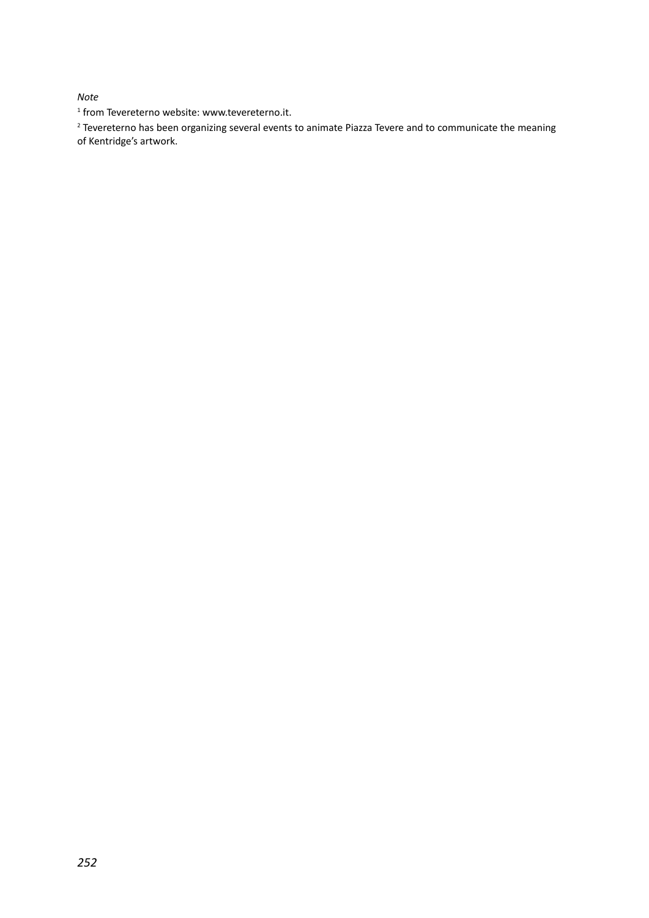*Note*

[1] from Tevereterno website: www.tevereterno.it.

[2] Tevereterno has been organizing several events to animate Piazza Tevere and to communicate the meaning of Kentridge's artwork.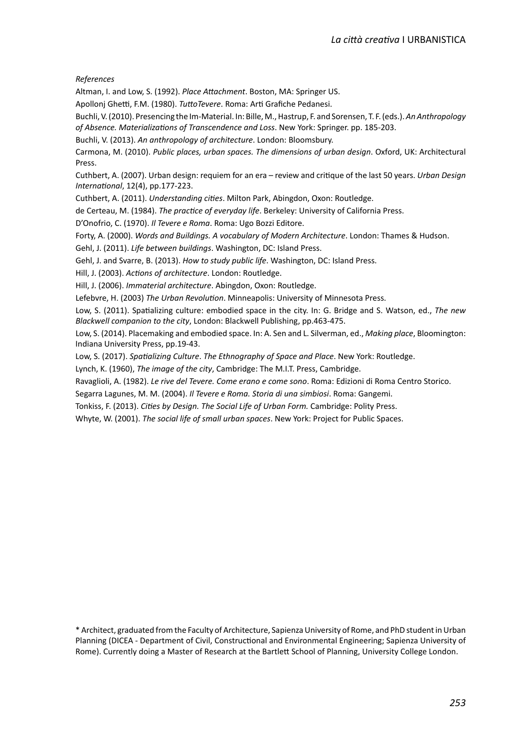*References*

Altman, I. and Low, S. (1992). *Place Attachment*. Boston, MA: Springer US.

Apollonj Ghetti, F.M. (1980). *TuttoTevere*. Roma: Arti Grafiche Pedanesi.

Buchli, V. (2010). Presencing the Im-Material. In: Bille, M., Hastrup, F. and Sorensen, T. F. (eds.). *An Anthropology of Absence. Materializations of Transcendence and Loss*. New York: Springer. pp. 185-203.

Buchli, V. (2013). *An anthropology of architecture*. London: Bloomsbury.

Carmona, M. (2010). *Public places, urban spaces. The dimensions of urban design*. Oxford, UK: Architectural Press.

Cuthbert, A. (2007). Urban design: requiem for an era – review and critique of the last 50 years. *Urban Design International*, 12(4), pp.177-223.

Cuthbert, A. (2011). *Understanding cities*. Milton Park, Abingdon, Oxon: Routledge.

de Certeau, M. (1984). *The practice of everyday life*. Berkeley: University of California Press.

D'Onofrio, C. (1970). *Il Tevere e Roma*. Roma: Ugo Bozzi Editore.

Forty, A. (2000). *Words and Buildings. A vocabulary of Modern Architecture*. London: Thames & Hudson.

Gehl, J. (2011). *Life between buildings*. Washington, DC: Island Press.

Gehl, J. and Svarre, B. (2013). *How to study public life*. Washington, DC: Island Press.

Hill, J. (2003). *Actions of architecture*. London: Routledge.

Hill, J. (2006). *Immaterial architecture*. Abingdon, Oxon: Routledge.

Lefebvre, H. (2003) *The Urban Revolution*. Minneapolis: University of Minnesota Press.

Low, S. (2011). Spatializing culture: embodied space in the city. In: G. Bridge and S. Watson, ed., *The new Blackwell companion to the city*, London: Blackwell Publishing, pp.463-475.

Low, S. (2014). Placemaking and embodied space. In: A. Sen and L. Silverman, ed., *Making place*, Bloomington: Indiana University Press, pp.19-43.

Low, S. (2017). *Spatializing Culture*. *The Ethnography of Space and Place*. New York: Routledge.

Lynch, K. (1960), *The image of the city*, Cambridge: The M.I.T. Press, Cambridge.

Ravaglioli, A. (1982). *Le rive del Tevere. Come erano e come sono*. Roma: Edizioni di Roma Centro Storico.

Segarra Lagunes, M. M. (2004). *Il Tevere e Roma. Storia di una simbiosi*. Roma: Gangemi.

Tonkiss, F. (2013). *Cities by Design. The Social Life of Urban Form.* Cambridge: Polity Press.

Whyte, W. (2001). *The social life of small urban spaces*. New York: Project for Public Spaces.

\* Architect, graduated from the Faculty of Architecture, Sapienza University of Rome, and PhD student in Urban Planning (DICEA - Department of Civil, Constructional and Environmental Engineering; Sapienza University of Rome). Currently doing a Master of Research at the Bartlett School of Planning, University College London.